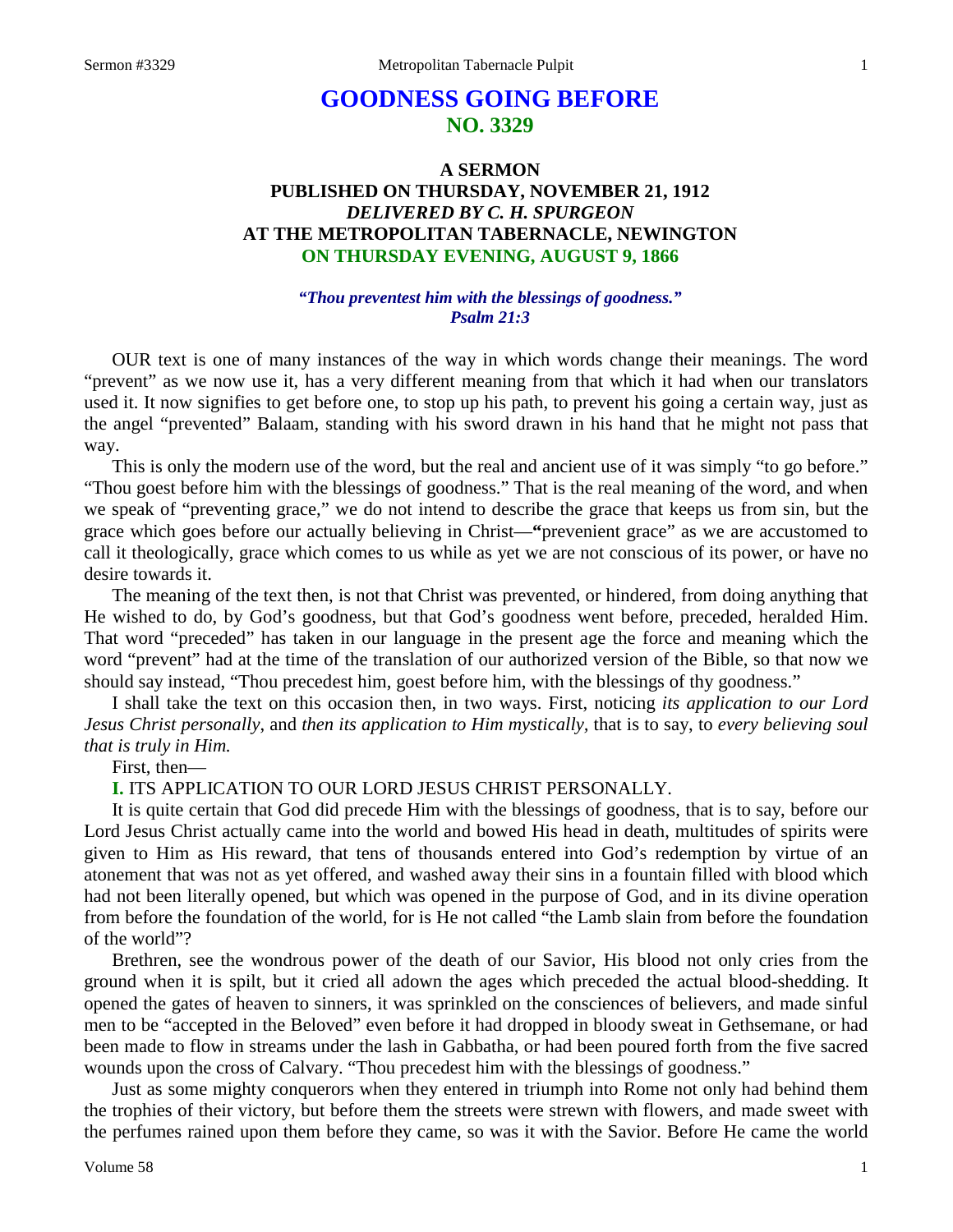# GOODNESS GOING BEFORE
## NO. 3329

### A SERMON
### PUBLISHED ON THURSDAY, NOVEMBER 21, 1912
### *DELIVERED BY C. H. SPURGEON*
### AT THE METROPOLITAN TABERNACLE, NEWINGTON
### ON THURSDAY EVENING, AUGUST 9, 1866

***"Thou preventest him with the blessings of goodness." Psalm 21:3***

OUR text is one of many instances of the way in which words change their meanings. The word "prevent" as we now use it, has a very different meaning from that which it had when our translators used it. It now signifies to get before one, to stop up his path, to prevent his going a certain way, just as the angel "prevented" Balaam, standing with his sword drawn in his hand that he might not pass that way.

This is only the modern use of the word, but the real and ancient use of it was simply "to go before." "Thou goest before him with the blessings of goodness." That is the real meaning of the word, and when we speak of "preventing grace," we do not intend to describe the grace that keeps us from sin, but the grace which goes before our actually believing in Christ—"prevenient grace" as we are accustomed to call it theologically, grace which comes to us while as yet we are not conscious of its power, or have no desire towards it.

The meaning of the text then, is not that Christ was prevented, or hindered, from doing anything that He wished to do, by God's goodness, but that God's goodness went before, preceded, heralded Him. That word "preceded" has taken in our language in the present age the force and meaning which the word "prevent" had at the time of the translation of our authorized version of the Bible, so that now we should say instead, "Thou precedest him, goest before him, with the blessings of thy goodness."

I shall take the text on this occasion then, in two ways. First, noticing *its application to our Lord Jesus Christ personally,* and *then its application to Him mystically*, that is to say, to *every believing soul that is truly in Him.*

First, then—

**I.** ITS APPLICATION TO OUR LORD JESUS CHRIST PERSONALLY.

It is quite certain that God did precede Him with the blessings of goodness, that is to say, before our Lord Jesus Christ actually came into the world and bowed His head in death, multitudes of spirits were given to Him as His reward, that tens of thousands entered into God's redemption by virtue of an atonement that was not as yet offered, and washed away their sins in a fountain filled with blood which had not been literally opened, but which was opened in the purpose of God, and in its divine operation from before the foundation of the world, for is He not called "the Lamb slain from before the foundation of the world"?

Brethren, see the wondrous power of the death of our Savior, His blood not only cries from the ground when it is spilt, but it cried all adown the ages which preceded the actual blood-shedding. It opened the gates of heaven to sinners, it was sprinkled on the consciences of believers, and made sinful men to be "accepted in the Beloved" even before it had dropped in bloody sweat in Gethsemane, or had been made to flow in streams under the lash in Gabbatha, or had been poured forth from the five sacred wounds upon the cross of Calvary. "Thou precedest him with the blessings of goodness."

Just as some mighty conquerors when they entered in triumph into Rome not only had behind them the trophies of their victory, but before them the streets were strewn with flowers, and made sweet with the perfumes rained upon them before they came, so was it with the Savior. Before He came the world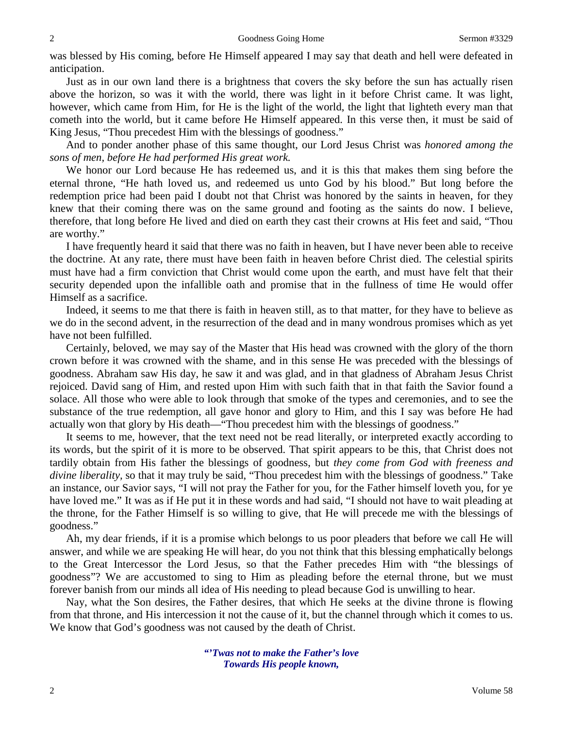was blessed by His coming, before He Himself appeared I may say that death and hell were defeated in anticipation.

Just as in our own land there is a brightness that covers the sky before the sun has actually risen above the horizon, so was it with the world, there was light in it before Christ came. It was light, however, which came from Him, for He is the light of the world, the light that lighteth every man that cometh into the world, but it came before He Himself appeared. In this verse then, it must be said of King Jesus, "Thou precedest Him with the blessings of goodness."

And to ponder another phase of this same thought, our Lord Jesus Christ was *honored among the sons of men, before He had performed His great work.*

We honor our Lord because He has redeemed us, and it is this that makes them sing before the eternal throne, "He hath loved us, and redeemed us unto God by his blood." But long before the redemption price had been paid I doubt not that Christ was honored by the saints in heaven, for they knew that their coming there was on the same ground and footing as the saints do now. I believe, therefore, that long before He lived and died on earth they cast their crowns at His feet and said, "Thou are worthy."

I have frequently heard it said that there was no faith in heaven, but I have never been able to receive the doctrine. At any rate, there must have been faith in heaven before Christ died. The celestial spirits must have had a firm conviction that Christ would come upon the earth, and must have felt that their security depended upon the infallible oath and promise that in the fullness of time He would offer Himself as a sacrifice.

Indeed, it seems to me that there is faith in heaven still, as to that matter, for they have to believe as we do in the second advent, in the resurrection of the dead and in many wondrous promises which as yet have not been fulfilled.

Certainly, beloved, we may say of the Master that His head was crowned with the glory of the thorn crown before it was crowned with the shame, and in this sense He was preceded with the blessings of goodness. Abraham saw His day, he saw it and was glad, and in that gladness of Abraham Jesus Christ rejoiced. David sang of Him, and rested upon Him with such faith that in that faith the Savior found a solace. All those who were able to look through that smoke of the types and ceremonies, and to see the substance of the true redemption, all gave honor and glory to Him, and this I say was before He had actually won that glory by His death—"Thou precedest him with the blessings of goodness."

It seems to me, however, that the text need not be read literally, or interpreted exactly according to its words, but the spirit of it is more to be observed. That spirit appears to be this, that Christ does not tardily obtain from His father the blessings of goodness, but *they come from God with freeness and divine liberality,* so that it may truly be said, "Thou precedest him with the blessings of goodness." Take an instance, our Savior says, "I will not pray the Father for you, for the Father himself loveth you, for ye have loved me." It was as if He put it in these words and had said, "I should not have to wait pleading at the throne, for the Father Himself is so willing to give, that He will precede me with the blessings of goodness."

Ah, my dear friends, if it is a promise which belongs to us poor pleaders that before we call He will answer, and while we are speaking He will hear, do you not think that this blessing emphatically belongs to the Great Intercessor the Lord Jesus, so that the Father precedes Him with "the blessings of goodness"? We are accustomed to sing to Him as pleading before the eternal throne, but we must forever banish from our minds all idea of His needing to plead because God is unwilling to hear.

Nay, what the Son desires, the Father desires, that which He seeks at the divine throne is flowing from that throne, and His intercession it not the cause of it, but the channel through which it comes to us. We know that God's goodness was not caused by the death of Christ.

> ***"'Twas not to make the Father's love***
> ***Towards His people known,***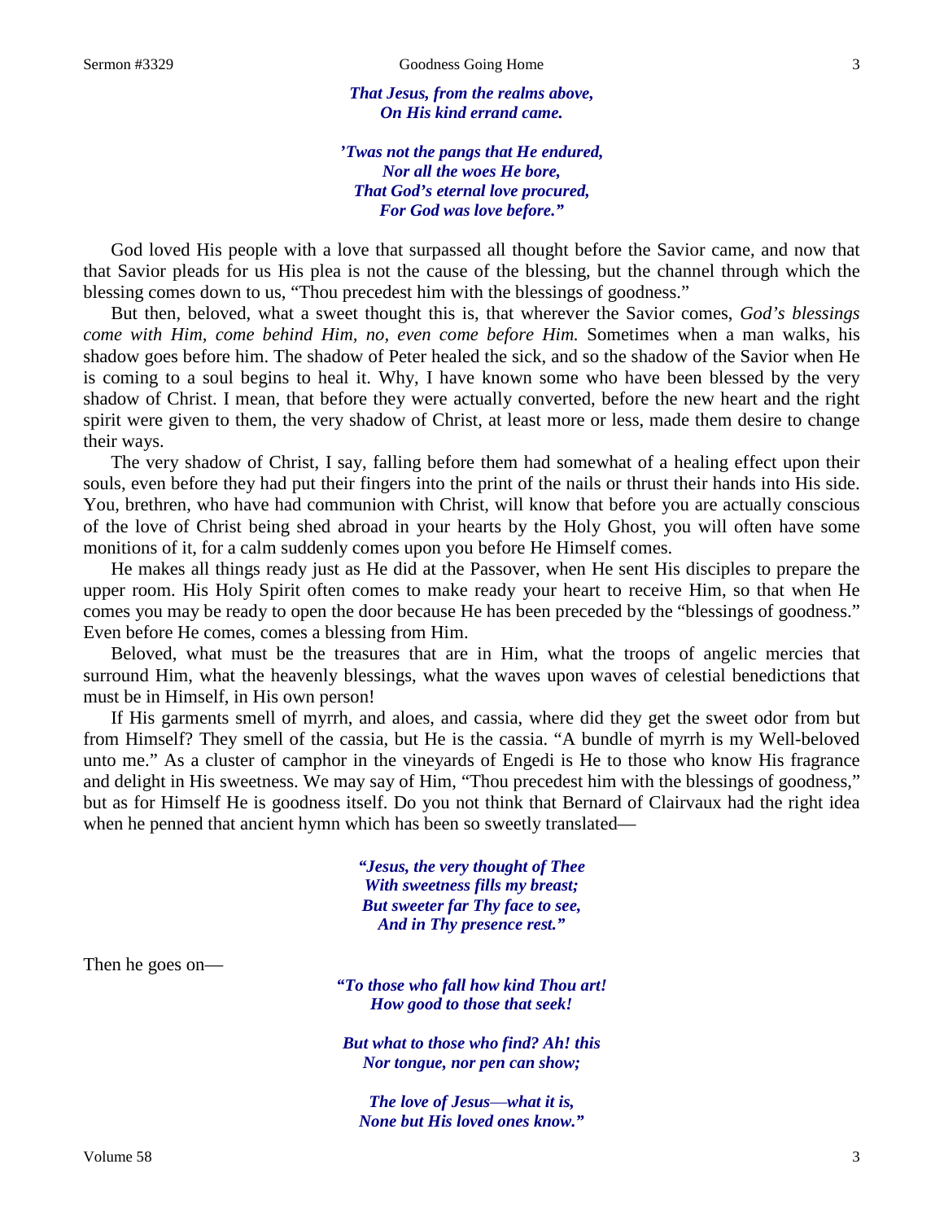*That Jesus, from the realms above,*
*On His kind errand came.*

*'Twas not the pangs that He endured,*
*Nor all the woes He bore,*
*That God's eternal love procured,*
*For God was love before."*

God loved His people with a love that surpassed all thought before the Savior came, and now that that Savior pleads for us His plea is not the cause of the blessing, but the channel through which the blessing comes down to us, "Thou precedest him with the blessings of goodness."

But then, beloved, what a sweet thought this is, that wherever the Savior comes, *God's blessings come with Him, come behind Him, no, even come before Him.* Sometimes when a man walks, his shadow goes before him. The shadow of Peter healed the sick, and so the shadow of the Savior when He is coming to a soul begins to heal it. Why, I have known some who have been blessed by the very shadow of Christ. I mean, that before they were actually converted, before the new heart and the right spirit were given to them, the very shadow of Christ, at least more or less, made them desire to change their ways.

The very shadow of Christ, I say, falling before them had somewhat of a healing effect upon their souls, even before they had put their fingers into the print of the nails or thrust their hands into His side. You, brethren, who have had communion with Christ, will know that before you are actually conscious of the love of Christ being shed abroad in your hearts by the Holy Ghost, you will often have some monitions of it, for a calm suddenly comes upon you before He Himself comes.

He makes all things ready just as He did at the Passover, when He sent His disciples to prepare the upper room. His Holy Spirit often comes to make ready your heart to receive Him, so that when He comes you may be ready to open the door because He has been preceded by the "blessings of goodness." Even before He comes, comes a blessing from Him.

Beloved, what must be the treasures that are in Him, what the troops of angelic mercies that surround Him, what the heavenly blessings, what the waves upon waves of celestial benedictions that must be in Himself, in His own person!

If His garments smell of myrrh, and aloes, and cassia, where did they get the sweet odor from but from Himself? They smell of the cassia, but He is the cassia. "A bundle of myrrh is my Well-beloved unto me." As a cluster of camphor in the vineyards of Engedi is He to those who know His fragrance and delight in His sweetness. We may say of Him, "Thou precedest him with the blessings of goodness," but as for Himself He is goodness itself. Do you not think that Bernard of Clairvaux had the right idea when he penned that ancient hymn which has been so sweetly translated—

*"Jesus, the very thought of Thee*
*With sweetness fills my breast;*
*But sweeter far Thy face to see,*
*And in Thy presence rest."*

Then he goes on—

*"To those who fall how kind Thou art!*
*How good to those that seek!*

*But what to those who find? Ah! this*
*Nor tongue, nor pen can show;*

*The love of Jesus—what it is,*
*None but His loved ones know."*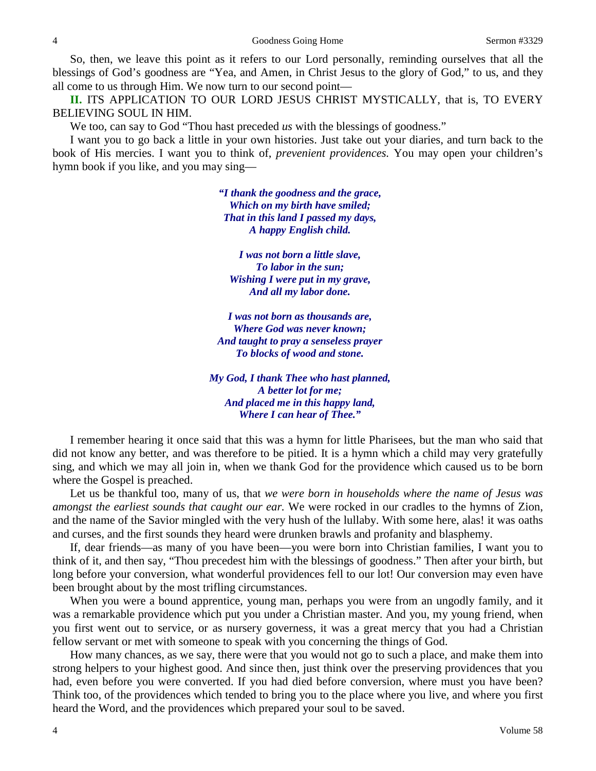So, then, we leave this point as it refers to our Lord personally, reminding ourselves that all the blessings of God's goodness are "Yea, and Amen, in Christ Jesus to the glory of God," to us, and they all come to us through Him. We now turn to our second point—

**II.** ITS APPLICATION TO OUR LORD JESUS CHRIST MYSTICALLY, that is, TO EVERY BELIEVING SOUL IN HIM.

We too, can say to God "Thou hast preceded *us* with the blessings of goodness."

I want you to go back a little in your own histories. Just take out your diaries, and turn back to the book of His mercies. I want you to think of, *prevenient providences.* You may open your children's hymn book if you like, and you may sing—

> ***"I thank the goodness and the grace,***
> ***Which on my birth have smiled;***
> ***That in this land I passed my days,***
> ***A happy English child.***
>
> ***I was not born a little slave,***
> ***To labor in the sun;***
> ***Wishing I were put in my grave,***
> ***And all my labor done.***
>
> ***I was not born as thousands are,***
> ***Where God was never known;***
> ***And taught to pray a senseless prayer***
> ***To blocks of wood and stone.***
>
> ***My God, I thank Thee who hast planned,***
> ***A better lot for me;***
> ***And placed me in this happy land,***
> ***Where I can hear of Thee."***

I remember hearing it once said that this was a hymn for little Pharisees, but the man who said that did not know any better, and was therefore to be pitied. It is a hymn which a child may very gratefully sing, and which we may all join in, when we thank God for the providence which caused us to be born where the Gospel is preached.

Let us be thankful too, many of us, that *we were born in households where the name of Jesus was amongst the earliest sounds that caught our ear.* We were rocked in our cradles to the hymns of Zion, and the name of the Savior mingled with the very hush of the lullaby. With some here, alas! it was oaths and curses, and the first sounds they heard were drunken brawls and profanity and blasphemy.

If, dear friends—as many of you have been—you were born into Christian families, I want you to think of it, and then say, "Thou precedest him with the blessings of goodness." Then after your birth, but long before your conversion, what wonderful providences fell to our lot! Our conversion may even have been brought about by the most trifling circumstances.

When you were a bound apprentice, young man, perhaps you were from an ungodly family, and it was a remarkable providence which put you under a Christian master. And you, my young friend, when you first went out to service, or as nursery governess, it was a great mercy that you had a Christian fellow servant or met with someone to speak with you concerning the things of God.

How many chances, as we say, there were that you would not go to such a place, and make them into strong helpers to your highest good. And since then, just think over the preserving providences that you had, even before you were converted. If you had died before conversion, where must you have been? Think too, of the providences which tended to bring you to the place where you live, and where you first heard the Word, and the providences which prepared your soul to be saved.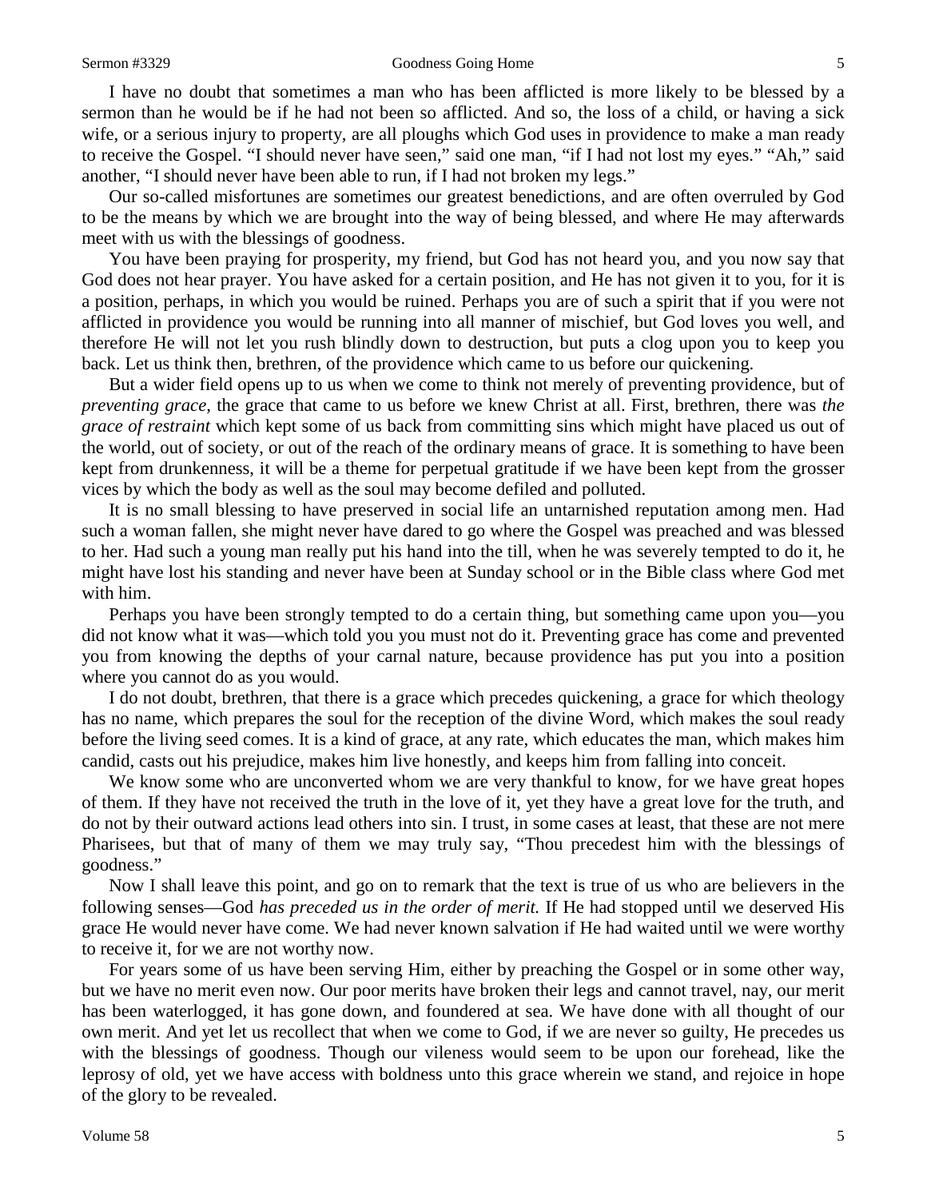I have no doubt that sometimes a man who has been afflicted is more likely to be blessed by a sermon than he would be if he had not been so afflicted. And so, the loss of a child, or having a sick wife, or a serious injury to property, are all ploughs which God uses in providence to make a man ready to receive the Gospel. "I should never have seen," said one man, "if I had not lost my eyes." "Ah," said another, "I should never have been able to run, if I had not broken my legs."

Our so-called misfortunes are sometimes our greatest benedictions, and are often overruled by God to be the means by which we are brought into the way of being blessed, and where He may afterwards meet with us with the blessings of goodness.

You have been praying for prosperity, my friend, but God has not heard you, and you now say that God does not hear prayer. You have asked for a certain position, and He has not given it to you, for it is a position, perhaps, in which you would be ruined. Perhaps you are of such a spirit that if you were not afflicted in providence you would be running into all manner of mischief, but God loves you well, and therefore He will not let you rush blindly down to destruction, but puts a clog upon you to keep you back. Let us think then, brethren, of the providence which came to us before our quickening.

But a wider field opens up to us when we come to think not merely of preventing providence, but of *preventing grace,* the grace that came to us before we knew Christ at all. First, brethren, there was *the grace of restraint* which kept some of us back from committing sins which might have placed us out of the world, out of society, or out of the reach of the ordinary means of grace. It is something to have been kept from drunkenness, it will be a theme for perpetual gratitude if we have been kept from the grosser vices by which the body as well as the soul may become defiled and polluted.

It is no small blessing to have preserved in social life an untarnished reputation among men. Had such a woman fallen, she might never have dared to go where the Gospel was preached and was blessed to her. Had such a young man really put his hand into the till, when he was severely tempted to do it, he might have lost his standing and never have been at Sunday school or in the Bible class where God met with him.

Perhaps you have been strongly tempted to do a certain thing, but something came upon you—you did not know what it was—which told you you must not do it. Preventing grace has come and prevented you from knowing the depths of your carnal nature, because providence has put you into a position where you cannot do as you would.

I do not doubt, brethren, that there is a grace which precedes quickening, a grace for which theology has no name, which prepares the soul for the reception of the divine Word, which makes the soul ready before the living seed comes. It is a kind of grace, at any rate, which educates the man, which makes him candid, casts out his prejudice, makes him live honestly, and keeps him from falling into conceit.

We know some who are unconverted whom we are very thankful to know, for we have great hopes of them. If they have not received the truth in the love of it, yet they have a great love for the truth, and do not by their outward actions lead others into sin. I trust, in some cases at least, that these are not mere Pharisees, but that of many of them we may truly say, "Thou precedest him with the blessings of goodness."

Now I shall leave this point, and go on to remark that the text is true of us who are believers in the following senses—God *has preceded us in the order of merit.* If He had stopped until we deserved His grace He would never have come. We had never known salvation if He had waited until we were worthy to receive it, for we are not worthy now.

For years some of us have been serving Him, either by preaching the Gospel or in some other way, but we have no merit even now. Our poor merits have broken their legs and cannot travel, nay, our merit has been waterlogged, it has gone down, and foundered at sea. We have done with all thought of our own merit. And yet let us recollect that when we come to God, if we are never so guilty, He precedes us with the blessings of goodness. Though our vileness would seem to be upon our forehead, like the leprosy of old, yet we have access with boldness unto this grace wherein we stand, and rejoice in hope of the glory to be revealed.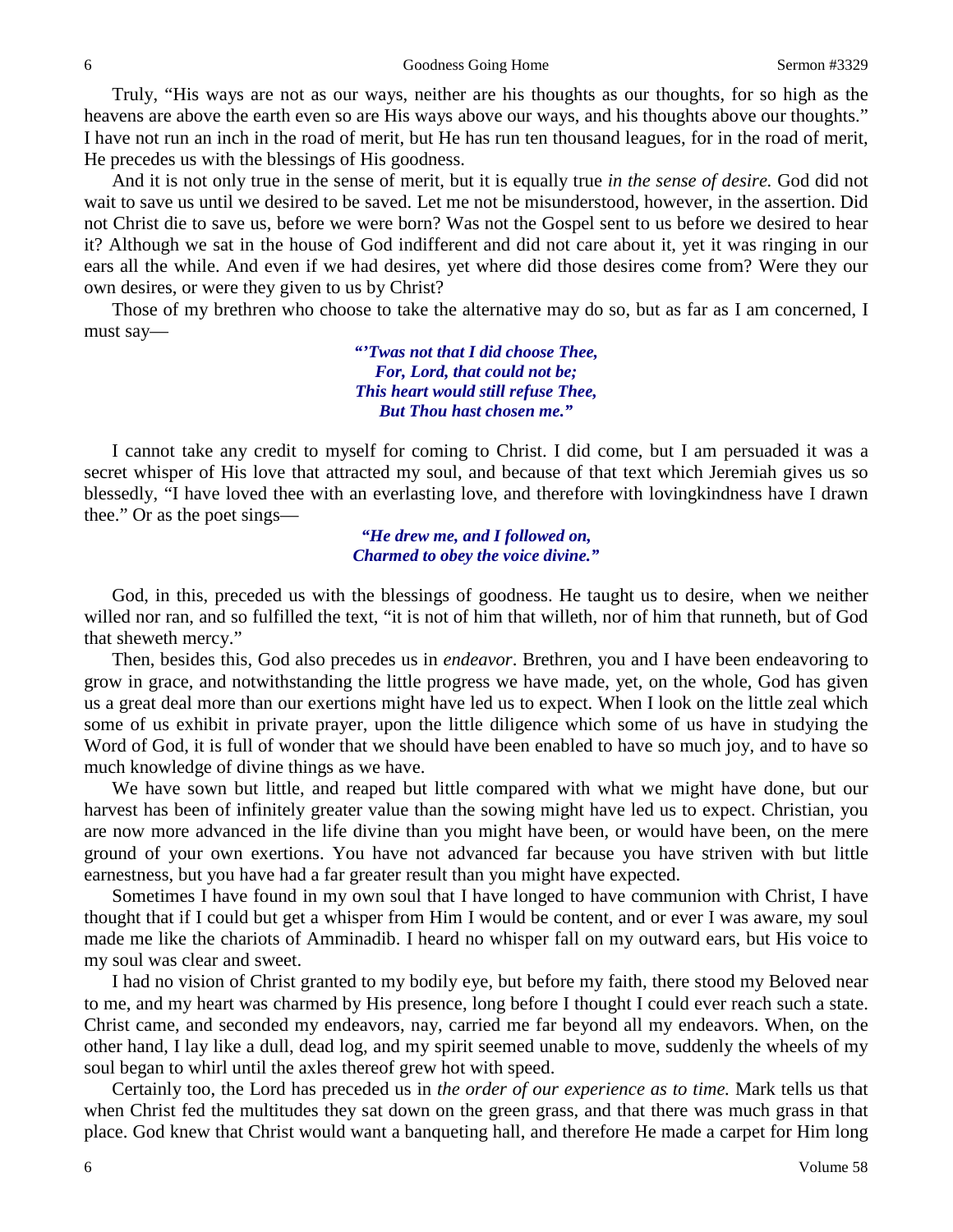Truly, "His ways are not as our ways, neither are his thoughts as our thoughts, for so high as the heavens are above the earth even so are His ways above our ways, and his thoughts above our thoughts." I have not run an inch in the road of merit, but He has run ten thousand leagues, for in the road of merit, He precedes us with the blessings of His goodness.

And it is not only true in the sense of merit, but it is equally true *in the sense of desire.* God did not wait to save us until we desired to be saved. Let me not be misunderstood, however, in the assertion. Did not Christ die to save us, before we were born? Was not the Gospel sent to us before we desired to hear it? Although we sat in the house of God indifferent and did not care about it, yet it was ringing in our ears all the while. And even if we had desires, yet where did those desires come from? Were they our own desires, or were they given to us by Christ?

Those of my brethren who choose to take the alternative may do so, but as far as I am concerned, I must say—

> ***"'Twas not that I did choose Thee,***
> ***For, Lord, that could not be;***
> ***This heart would still refuse Thee,***
> ***But Thou hast chosen me."***

I cannot take any credit to myself for coming to Christ. I did come, but I am persuaded it was a secret whisper of His love that attracted my soul, and because of that text which Jeremiah gives us so blessedly, "I have loved thee with an everlasting love, and therefore with lovingkindness have I drawn thee." Or as the poet sings—

> ***"He drew me, and I followed on,***
> ***Charmed to obey the voice divine."***

God, in this, preceded us with the blessings of goodness. He taught us to desire, when we neither willed nor ran, and so fulfilled the text, "it is not of him that willeth, nor of him that runneth, but of God that sheweth mercy."

Then, besides this, God also precedes us in *endeavor*. Brethren, you and I have been endeavoring to grow in grace, and notwithstanding the little progress we have made, yet, on the whole, God has given us a great deal more than our exertions might have led us to expect. When I look on the little zeal which some of us exhibit in private prayer, upon the little diligence which some of us have in studying the Word of God, it is full of wonder that we should have been enabled to have so much joy, and to have so much knowledge of divine things as we have.

We have sown but little, and reaped but little compared with what we might have done, but our harvest has been of infinitely greater value than the sowing might have led us to expect. Christian, you are now more advanced in the life divine than you might have been, or would have been, on the mere ground of your own exertions. You have not advanced far because you have striven with but little earnestness, but you have had a far greater result than you might have expected.

Sometimes I have found in my own soul that I have longed to have communion with Christ, I have thought that if I could but get a whisper from Him I would be content, and or ever I was aware, my soul made me like the chariots of Amminadib. I heard no whisper fall on my outward ears, but His voice to my soul was clear and sweet.

I had no vision of Christ granted to my bodily eye, but before my faith, there stood my Beloved near to me, and my heart was charmed by His presence, long before I thought I could ever reach such a state. Christ came, and seconded my endeavors, nay, carried me far beyond all my endeavors. When, on the other hand, I lay like a dull, dead log, and my spirit seemed unable to move, suddenly the wheels of my soul began to whirl until the axles thereof grew hot with speed.

Certainly too, the Lord has preceded us in *the order of our experience as to time.* Mark tells us that when Christ fed the multitudes they sat down on the green grass, and that there was much grass in that place. God knew that Christ would want a banqueting hall, and therefore He made a carpet for Him long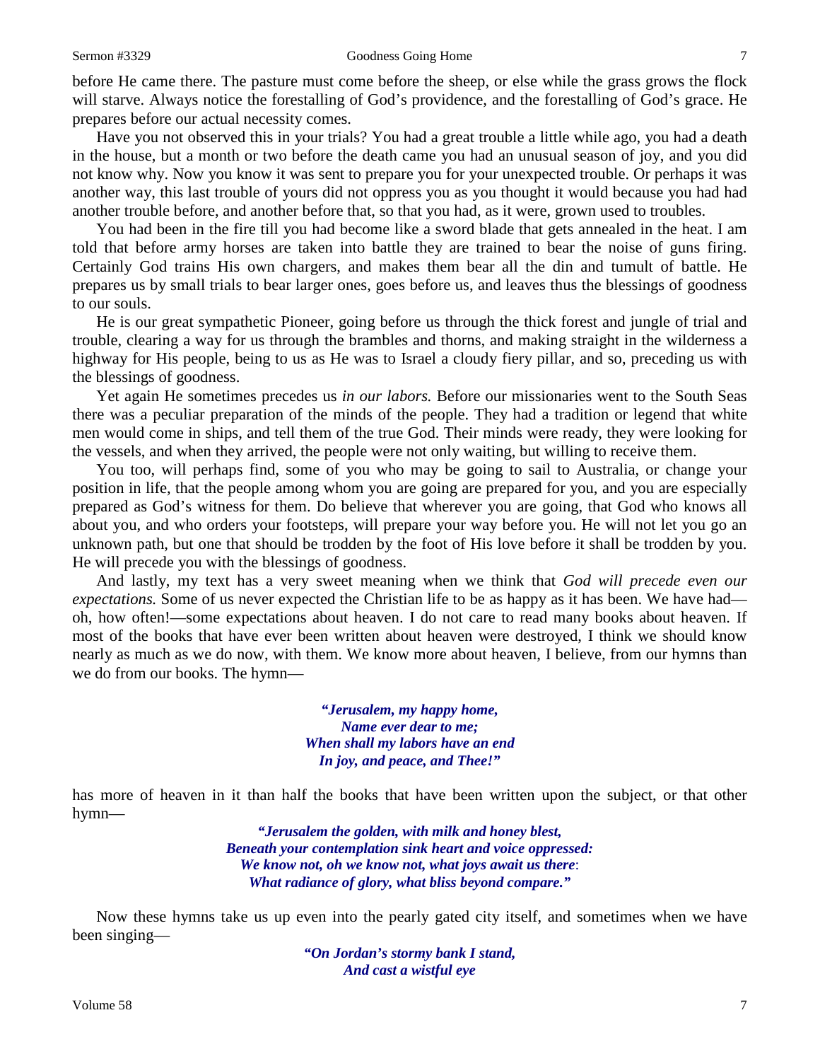before He came there. The pasture must come before the sheep, or else while the grass grows the flock will starve. Always notice the forestalling of God's providence, and the forestalling of God's grace. He prepares before our actual necessity comes.

Have you not observed this in your trials? You had a great trouble a little while ago, you had a death in the house, but a month or two before the death came you had an unusual season of joy, and you did not know why. Now you know it was sent to prepare you for your unexpected trouble. Or perhaps it was another way, this last trouble of yours did not oppress you as you thought it would because you had had another trouble before, and another before that, so that you had, as it were, grown used to troubles.

You had been in the fire till you had become like a sword blade that gets annealed in the heat. I am told that before army horses are taken into battle they are trained to bear the noise of guns firing. Certainly God trains His own chargers, and makes them bear all the din and tumult of battle. He prepares us by small trials to bear larger ones, goes before us, and leaves thus the blessings of goodness to our souls.

He is our great sympathetic Pioneer, going before us through the thick forest and jungle of trial and trouble, clearing a way for us through the brambles and thorns, and making straight in the wilderness a highway for His people, being to us as He was to Israel a cloudy fiery pillar, and so, preceding us with the blessings of goodness.

Yet again He sometimes precedes us *in our labors.* Before our missionaries went to the South Seas there was a peculiar preparation of the minds of the people. They had a tradition or legend that white men would come in ships, and tell them of the true God. Their minds were ready, they were looking for the vessels, and when they arrived, the people were not only waiting, but willing to receive them.

You too, will perhaps find, some of you who may be going to sail to Australia, or change your position in life, that the people among whom you are going are prepared for you, and you are especially prepared as God's witness for them. Do believe that wherever you are going, that God who knows all about you, and who orders your footsteps, will prepare your way before you. He will not let you go an unknown path, but one that should be trodden by the foot of His love before it shall be trodden by you. He will precede you with the blessings of goodness.

And lastly, my text has a very sweet meaning when we think that *God will precede even our expectations.* Some of us never expected the Christian life to be as happy as it has been. We have had—oh, how often!—some expectations about heaven. I do not care to read many books about heaven. If most of the books that have ever been written about heaven were destroyed, I think we should know nearly as much as we do now, with them. We know more about heaven, I believe, from our hymns than we do from our books. The hymn—

> ***"Jerusalem, my happy home,***
> ***Name ever dear to me;***
> ***When shall my labors have an end***
> ***In joy, and peace, and Thee!"***

has more of heaven in it than half the books that have been written upon the subject, or that other hymn—

> ***"Jerusalem the golden, with milk and honey blest,***
> ***Beneath your contemplation sink heart and voice oppressed:***
> ***We know not, oh we know not, what joys await us there:***
> ***What radiance of glory, what bliss beyond compare."***

Now these hymns take us up even into the pearly gated city itself, and sometimes when we have been singing—

> ***"On Jordan's stormy bank I stand,***
> ***And cast a wistful eye***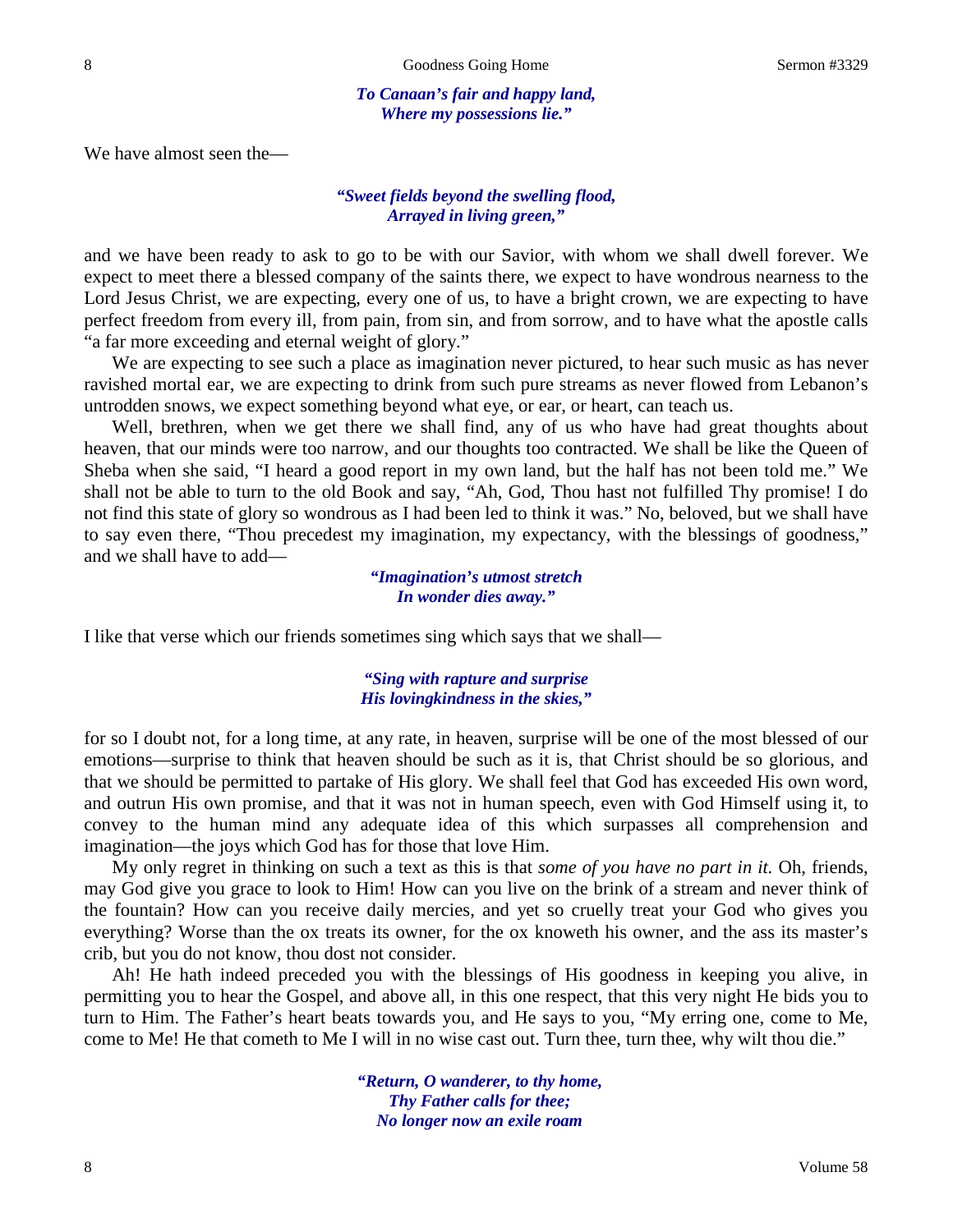*To Canaan's fair and happy land,*
*Where my possessions lie."*

We have almost seen the—

*"Sweet fields beyond the swelling flood,*
*Arrayed in living green,"*

and we have been ready to ask to go to be with our Savior, with whom we shall dwell forever. We expect to meet there a blessed company of the saints there, we expect to have wondrous nearness to the Lord Jesus Christ, we are expecting, every one of us, to have a bright crown, we are expecting to have perfect freedom from every ill, from pain, from sin, and from sorrow, and to have what the apostle calls "a far more exceeding and eternal weight of glory."

We are expecting to see such a place as imagination never pictured, to hear such music as has never ravished mortal ear, we are expecting to drink from such pure streams as never flowed from Lebanon's untrodden snows, we expect something beyond what eye, or ear, or heart, can teach us.

Well, brethren, when we get there we shall find, any of us who have had great thoughts about heaven, that our minds were too narrow, and our thoughts too contracted. We shall be like the Queen of Sheba when she said, "I heard a good report in my own land, but the half has not been told me." We shall not be able to turn to the old Book and say, "Ah, God, Thou hast not fulfilled Thy promise! I do not find this state of glory so wondrous as I had been led to think it was." No, beloved, but we shall have to say even there, "Thou precedest my imagination, my expectancy, with the blessings of goodness," and we shall have to add—

*"Imagination's utmost stretch*
*In wonder dies away."*

I like that verse which our friends sometimes sing which says that we shall—

*"Sing with rapture and surprise*
*His lovingkindness in the skies,"*

for so I doubt not, for a long time, at any rate, in heaven, surprise will be one of the most blessed of our emotions—surprise to think that heaven should be such as it is, that Christ should be so glorious, and that we should be permitted to partake of His glory. We shall feel that God has exceeded His own word, and outrun His own promise, and that it was not in human speech, even with God Himself using it, to convey to the human mind any adequate idea of this which surpasses all comprehension and imagination—the joys which God has for those that love Him.

My only regret in thinking on such a text as this is that *some of you have no part in it.* Oh, friends, may God give you grace to look to Him! How can you live on the brink of a stream and never think of the fountain? How can you receive daily mercies, and yet so cruelly treat your God who gives you everything? Worse than the ox treats its owner, for the ox knoweth his owner, and the ass its master's crib, but you do not know, thou dost not consider.

Ah! He hath indeed preceded you with the blessings of His goodness in keeping you alive, in permitting you to hear the Gospel, and above all, in this one respect, that this very night He bids you to turn to Him. The Father's heart beats towards you, and He says to you, "My erring one, come to Me, come to Me! He that cometh to Me I will in no wise cast out. Turn thee, turn thee, why wilt thou die."

*"Return, O wanderer, to thy home,*
*Thy Father calls for thee;*
*No longer now an exile roam*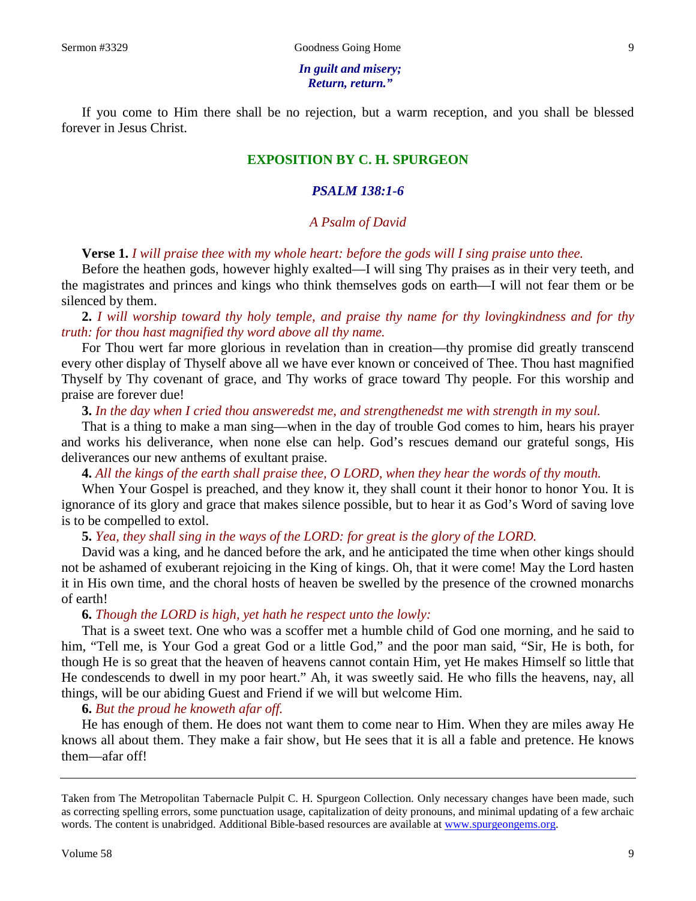***In guilt and misery;***
***Return, return."***

If you come to Him there shall be no rejection, but a warm reception, and you shall be blessed forever in Jesus Christ.

## EXPOSITION BY C. H. SPURGEON

### *PSALM 138:1-6*

*A Psalm of David*

**Verse 1.** *I will praise thee with my whole heart: before the gods will I sing praise unto thee.*

Before the heathen gods, however highly exalted—I will sing Thy praises as in their very teeth, and the magistrates and princes and kings who think themselves gods on earth—I will not fear them or be silenced by them.

**2.** *I will worship toward thy holy temple, and praise thy name for thy lovingkindness and for thy truth: for thou hast magnified thy word above all thy name.*

For Thou wert far more glorious in revelation than in creation—thy promise did greatly transcend every other display of Thyself above all we have ever known or conceived of Thee. Thou hast magnified Thyself by Thy covenant of grace, and Thy works of grace toward Thy people. For this worship and praise are forever due!

**3.** *In the day when I cried thou answeredst me, and strengthenedst me with strength in my soul.*

That is a thing to make a man sing—when in the day of trouble God comes to him, hears his prayer and works his deliverance, when none else can help. God's rescues demand our grateful songs, His deliverances our new anthems of exultant praise.

**4.** *All the kings of the earth shall praise thee, O LORD, when they hear the words of thy mouth.*

When Your Gospel is preached, and they know it, they shall count it their honor to honor You. It is ignorance of its glory and grace that makes silence possible, but to hear it as God's Word of saving love is to be compelled to extol.

**5.** *Yea, they shall sing in the ways of the LORD: for great is the glory of the LORD.*

David was a king, and he danced before the ark, and he anticipated the time when other kings should not be ashamed of exuberant rejoicing in the King of kings. Oh, that it were come! May the Lord hasten it in His own time, and the choral hosts of heaven be swelled by the presence of the crowned monarchs of earth!

**6.** *Though the LORD is high, yet hath he respect unto the lowly:*

That is a sweet text. One who was a scoffer met a humble child of God one morning, and he said to him, "Tell me, is Your God a great God or a little God," and the poor man said, "Sir, He is both, for though He is so great that the heaven of heavens cannot contain Him, yet He makes Himself so little that He condescends to dwell in my poor heart." Ah, it was sweetly said. He who fills the heavens, nay, all things, will be our abiding Guest and Friend if we will but welcome Him.

**6.** *But the proud he knoweth afar off.*

He has enough of them. He does not want them to come near to Him. When they are miles away He knows all about them. They make a fair show, but He sees that it is all a fable and pretence. He knows them—afar off!

---

Taken from The Metropolitan Tabernacle Pulpit C. H. Spurgeon Collection. Only necessary changes have been made, such as correcting spelling errors, some punctuation usage, capitalization of deity pronouns, and minimal updating of a few archaic words. The content is unabridged. Additional Bible-based resources are available at www.spurgeongems.org.